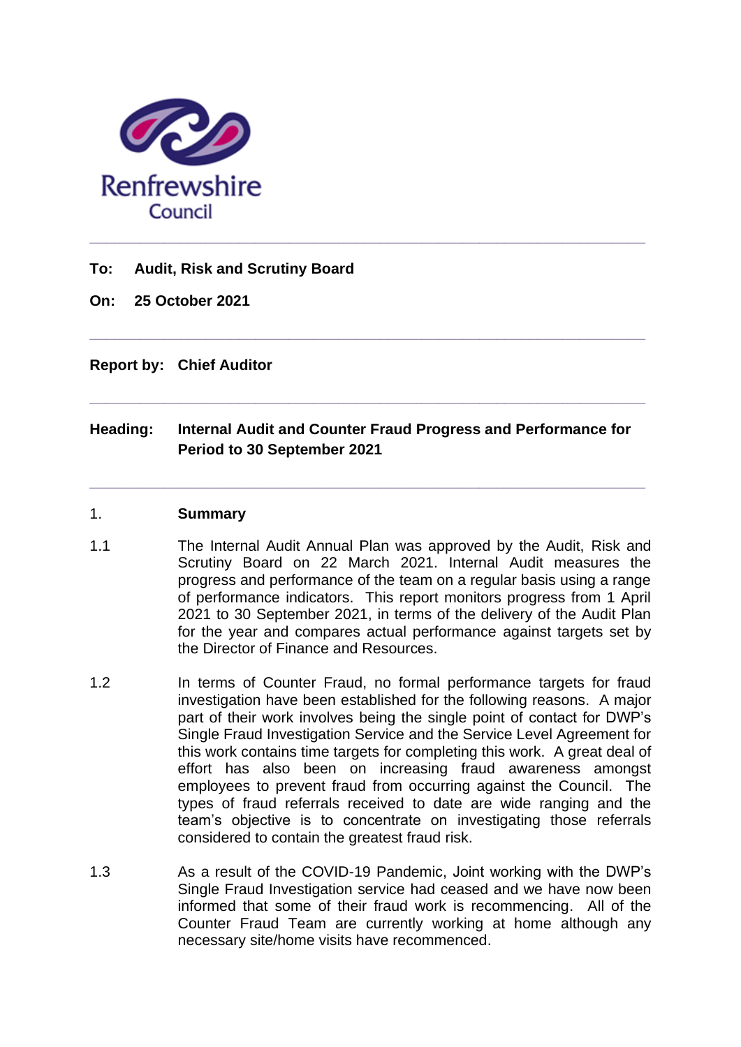Renfrewshire Council

---

**To: Audit, Risk and Scrutiny Board**

**On: 25 October 2021**

---

**Report by: Chief Auditor**

---

**Heading: Internal Audit and Counter Fraud Progress and Performance for Period to 30 September 2021**

---

## 1. Summary

1.1 The Internal Audit Annual Plan was approved by the Audit, Risk and Scrutiny Board on 22 March 2021. Internal Audit measures the progress and performance of the team on a regular basis using a range of performance indicators. This report monitors progress from 1 April 2021 to 30 September 2021, in terms of the delivery of the Audit Plan for the year and compares actual performance against targets set by the Director of Finance and Resources.

1.2 In terms of Counter Fraud, no formal performance targets for fraud investigation have been established for the following reasons. A major part of their work involves being the single point of contact for DWP's Single Fraud Investigation Service and the Service Level Agreement for this work contains time targets for completing this work. A great deal of effort has also been on increasing fraud awareness amongst employees to prevent fraud from occurring against the Council. The types of fraud referrals received to date are wide ranging and the team's objective is to concentrate on investigating those referrals considered to contain the greatest fraud risk.

1.3 As a result of the COVID-19 Pandemic, Joint working with the DWP's Single Fraud Investigation service had ceased and we have now been informed that some of their fraud work is recommencing. All of the Counter Fraud Team are currently working at home although any necessary site/home visits have recommenced.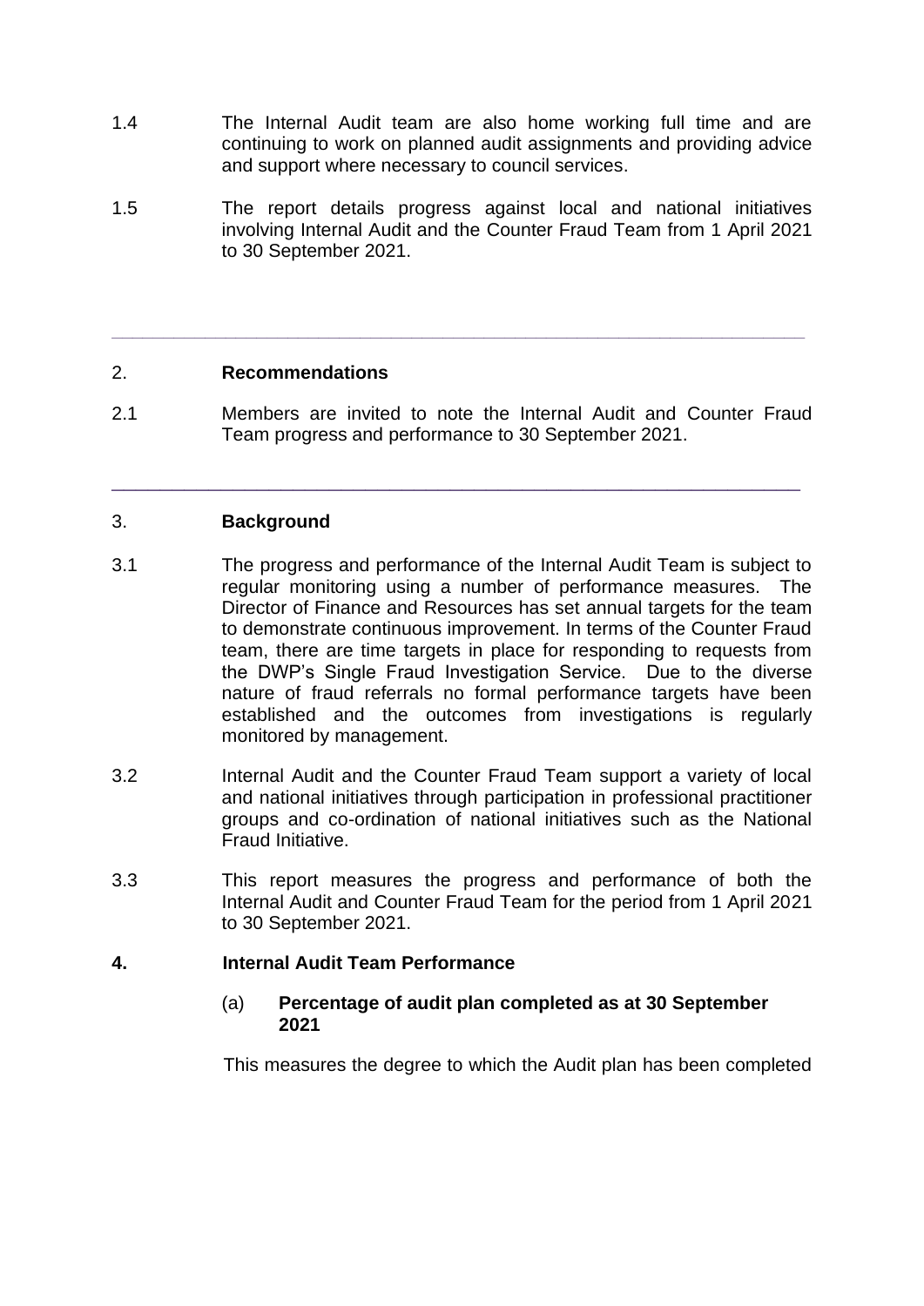1.4 The Internal Audit team are also home working full time and are continuing to work on planned audit assignments and providing advice and support where necessary to council services.

1.5 The report details progress against local and national initiatives involving Internal Audit and the Counter Fraud Team from 1 April 2021 to 30 September 2021.

---

## 2. Recommendations

2.1 Members are invited to note the Internal Audit and Counter Fraud Team progress and performance to 30 September 2021.

---

## 3. Background

3.1 The progress and performance of the Internal Audit Team is subject to regular monitoring using a number of performance measures. The Director of Finance and Resources has set annual targets for the team to demonstrate continuous improvement. In terms of the Counter Fraud team, there are time targets in place for responding to requests from the DWP's Single Fraud Investigation Service. Due to the diverse nature of fraud referrals no formal performance targets have been established and the outcomes from investigations is regularly monitored by management.

3.2 Internal Audit and the Counter Fraud Team support a variety of local and national initiatives through participation in professional practitioner groups and co-ordination of national initiatives such as the National Fraud Initiative.

3.3 This report measures the progress and performance of both the Internal Audit and Counter Fraud Team for the period from 1 April 2021 to 30 September 2021.

## 4. Internal Audit Team Performance

### (a) Percentage of audit plan completed as at 30 September 2021

This measures the degree to which the Audit plan has been completed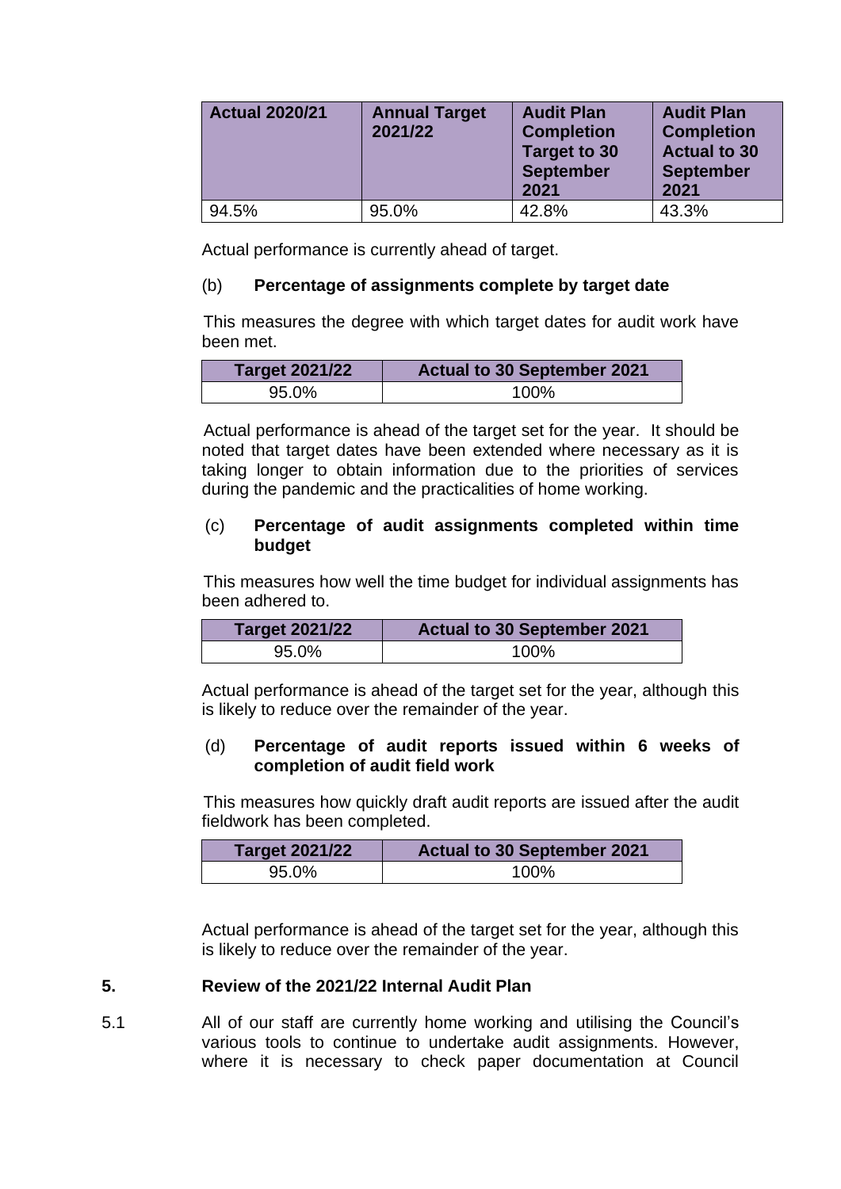| Actual 2020/21 | Annual Target 2021/22 | Audit Plan Completion Target to 30 September 2021 | Audit Plan Completion Actual to 30 September 2021 |
|---|---|---|---|
| 94.5% | 95.0% | 42.8% | 43.3% |

Actual performance is currently ahead of target.

(b) **Percentage of assignments complete by target date**

This measures the degree with which target dates for audit work have been met.

| Target 2021/22 | Actual to 30 September 2021 |
|---|---|
| 95.0% | 100% |

Actual performance is ahead of the target set for the year. It should be noted that target dates have been extended where necessary as it is taking longer to obtain information due to the priorities of services during the pandemic and the practicalities of home working.

(c) **Percentage of audit assignments completed within time budget**

This measures how well the time budget for individual assignments has been adhered to.

| Target 2021/22 | Actual to 30 September 2021 |
|---|---|
| 95.0% | 100% |

Actual performance is ahead of the target set for the year, although this is likely to reduce over the remainder of the year.

(d) **Percentage of audit reports issued within 6 weeks of completion of audit field work**

This measures how quickly draft audit reports are issued after the audit fieldwork has been completed.

| Target 2021/22 | Actual to 30 September 2021 |
|---|---|
| 95.0% | 100% |

Actual performance is ahead of the target set for the year, although this is likely to reduce over the remainder of the year.

## 5. Review of the 2021/22 Internal Audit Plan

5.1 All of our staff are currently home working and utilising the Council's various tools to continue to undertake audit assignments. However, where it is necessary to check paper documentation at Council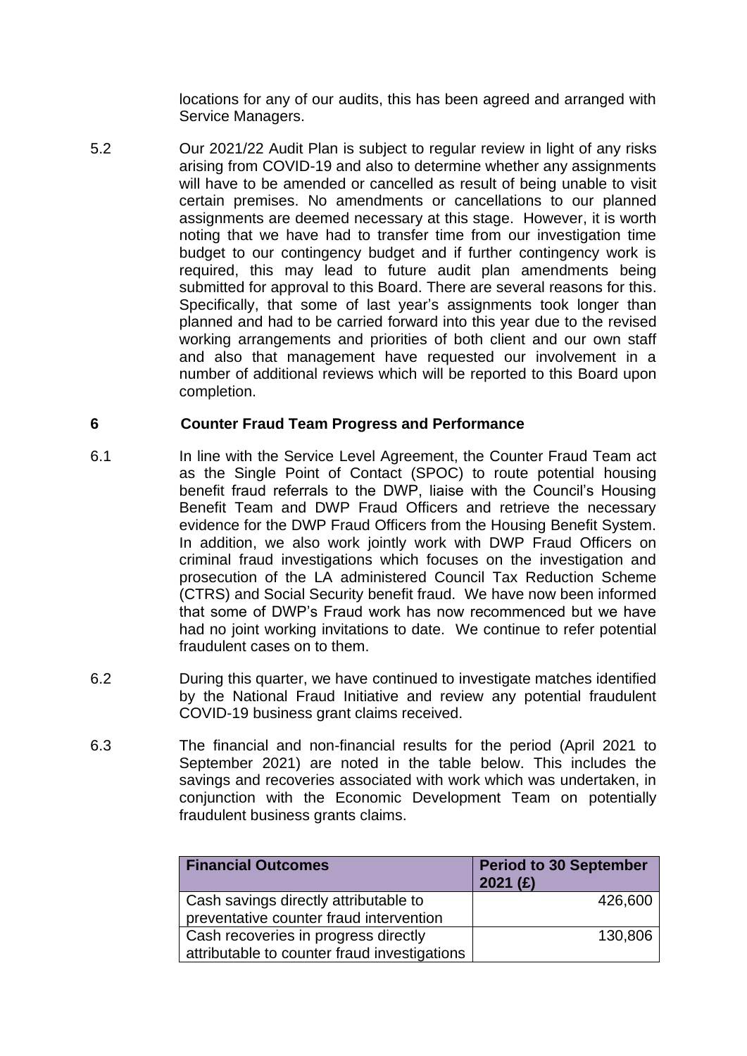locations for any of our audits, this has been agreed and arranged with Service Managers.

5.2 Our 2021/22 Audit Plan is subject to regular review in light of any risks arising from COVID-19 and also to determine whether any assignments will have to be amended or cancelled as result of being unable to visit certain premises. No amendments or cancellations to our planned assignments are deemed necessary at this stage. However, it is worth noting that we have had to transfer time from our investigation time budget to our contingency budget and if further contingency work is required, this may lead to future audit plan amendments being submitted for approval to this Board. There are several reasons for this. Specifically, that some of last year's assignments took longer than planned and had to be carried forward into this year due to the revised working arrangements and priorities of both client and our own staff and also that management have requested our involvement in a number of additional reviews which will be reported to this Board upon completion.

## 6 Counter Fraud Team Progress and Performance

6.1 In line with the Service Level Agreement, the Counter Fraud Team act as the Single Point of Contact (SPOC) to route potential housing benefit fraud referrals to the DWP, liaise with the Council's Housing Benefit Team and DWP Fraud Officers and retrieve the necessary evidence for the DWP Fraud Officers from the Housing Benefit System. In addition, we also work jointly work with DWP Fraud Officers on criminal fraud investigations which focuses on the investigation and prosecution of the LA administered Council Tax Reduction Scheme (CTRS) and Social Security benefit fraud. We have now been informed that some of DWP's Fraud work has now recommenced but we have had no joint working invitations to date. We continue to refer potential fraudulent cases on to them.

6.2 During this quarter, we have continued to investigate matches identified by the National Fraud Initiative and review any potential fraudulent COVID-19 business grant claims received.

6.3 The financial and non-financial results for the period (April 2021 to September 2021) are noted in the table below. This includes the savings and recoveries associated with work which was undertaken, in conjunction with the Economic Development Team on potentially fraudulent business grants claims.

| Financial Outcomes | Period to 30 September 2021 (£) |
|---|---:|
| Cash savings directly attributable to preventative counter fraud intervention | 426,600 |
| Cash recoveries in progress directly attributable to counter fraud investigations | 130,806 |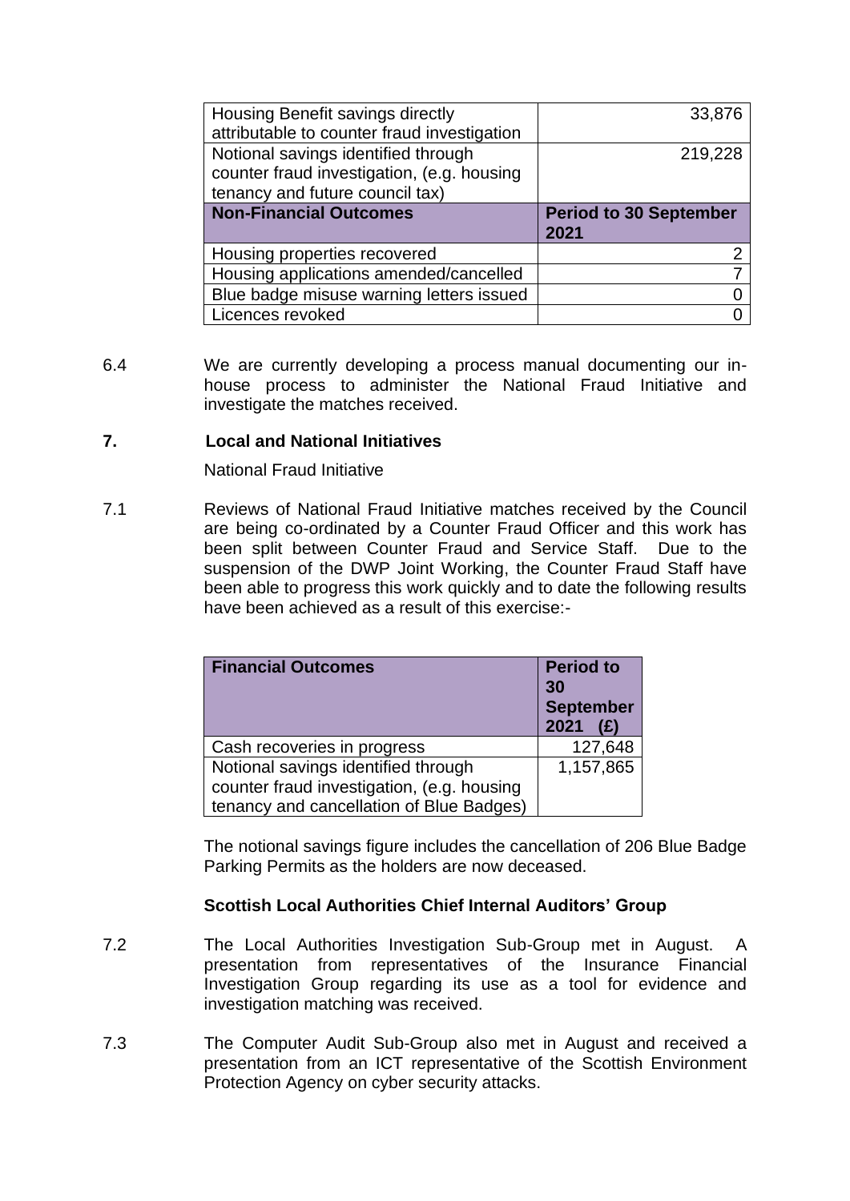| | |
|---|---|
| Housing Benefit savings directly attributable to counter fraud investigation | 33,876 |
| Notional savings identified through counter fraud investigation, (e.g. housing tenancy and future council tax) | 219,228 |
| **Non-Financial Outcomes** | **Period to 30 September 2021** |
| Housing properties recovered | 2 |
| Housing applications amended/cancelled | 7 |
| Blue badge misuse warning letters issued | 0 |
| Licences revoked | 0 |

6.4 We are currently developing a process manual documenting our in-house process to administer the National Fraud Initiative and investigate the matches received.

## 7. Local and National Initiatives

National Fraud Initiative

7.1 Reviews of National Fraud Initiative matches received by the Council are being co-ordinated by a Counter Fraud Officer and this work has been split between Counter Fraud and Service Staff. Due to the suspension of the DWP Joint Working, the Counter Fraud Staff have been able to progress this work quickly and to date the following results have been achieved as a result of this exercise:-

| Financial Outcomes | Period to 30 September 2021 (£) |
|---|---|
| Cash recoveries in progress | 127,648 |
| Notional savings identified through counter fraud investigation, (e.g. housing tenancy and cancellation of Blue Badges) | 1,157,865 |

The notional savings figure includes the cancellation of 206 Blue Badge Parking Permits as the holders are now deceased.

**Scottish Local Authorities Chief Internal Auditors' Group**

7.2 The Local Authorities Investigation Sub-Group met in August. A presentation from representatives of the Insurance Financial Investigation Group regarding its use as a tool for evidence and investigation matching was received.

7.3 The Computer Audit Sub-Group also met in August and received a presentation from an ICT representative of the Scottish Environment Protection Agency on cyber security attacks.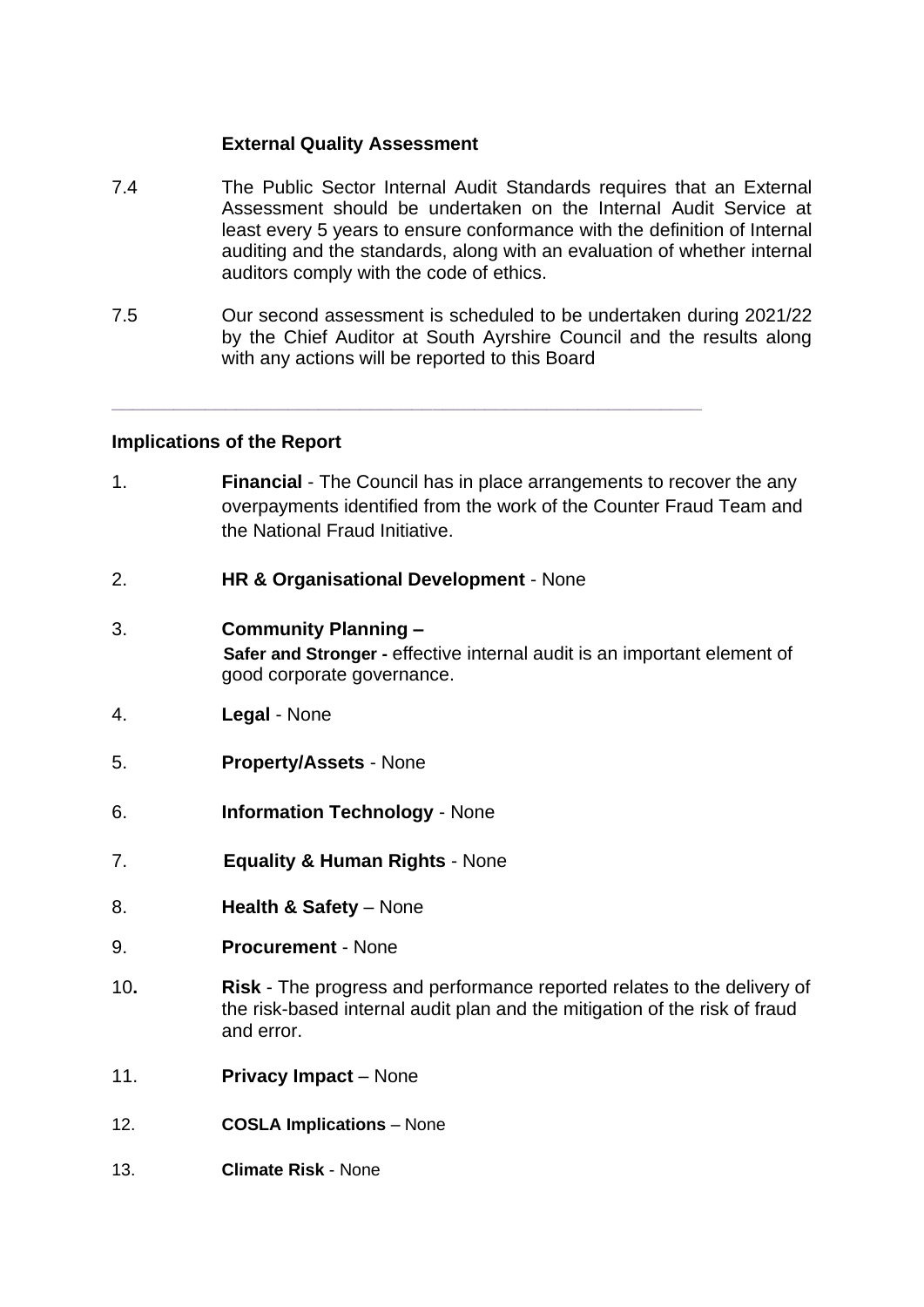**External Quality Assessment**

7.4 The Public Sector Internal Audit Standards requires that an External Assessment should be undertaken on the Internal Audit Service at least every 5 years to ensure conformance with the definition of Internal auditing and the standards, along with an evaluation of whether internal auditors comply with the code of ethics.

7.5 Our second assessment is scheduled to be undertaken during 2021/22 by the Chief Auditor at South Ayrshire Council and the results along with any actions will be reported to this Board

---

**Implications of the Report**

1. **Financial** - The Council has in place arrangements to recover the any overpayments identified from the work of the Counter Fraud Team and the National Fraud Initiative.

2. **HR & Organisational Development** - None

3. **Community Planning –**
   **Safer and Stronger -** effective internal audit is an important element of good corporate governance.

4. **Legal** - None

5. **Property/Assets** - None

6. **Information Technology** - None

7. **Equality & Human Rights** - None

8. **Health & Safety** – None

9. **Procurement** - None

10. **Risk** - The progress and performance reported relates to the delivery of the risk-based internal audit plan and the mitigation of the risk of fraud and error.

11. **Privacy Impact** – None

12. **COSLA Implications** – None

13. **Climate Risk** - None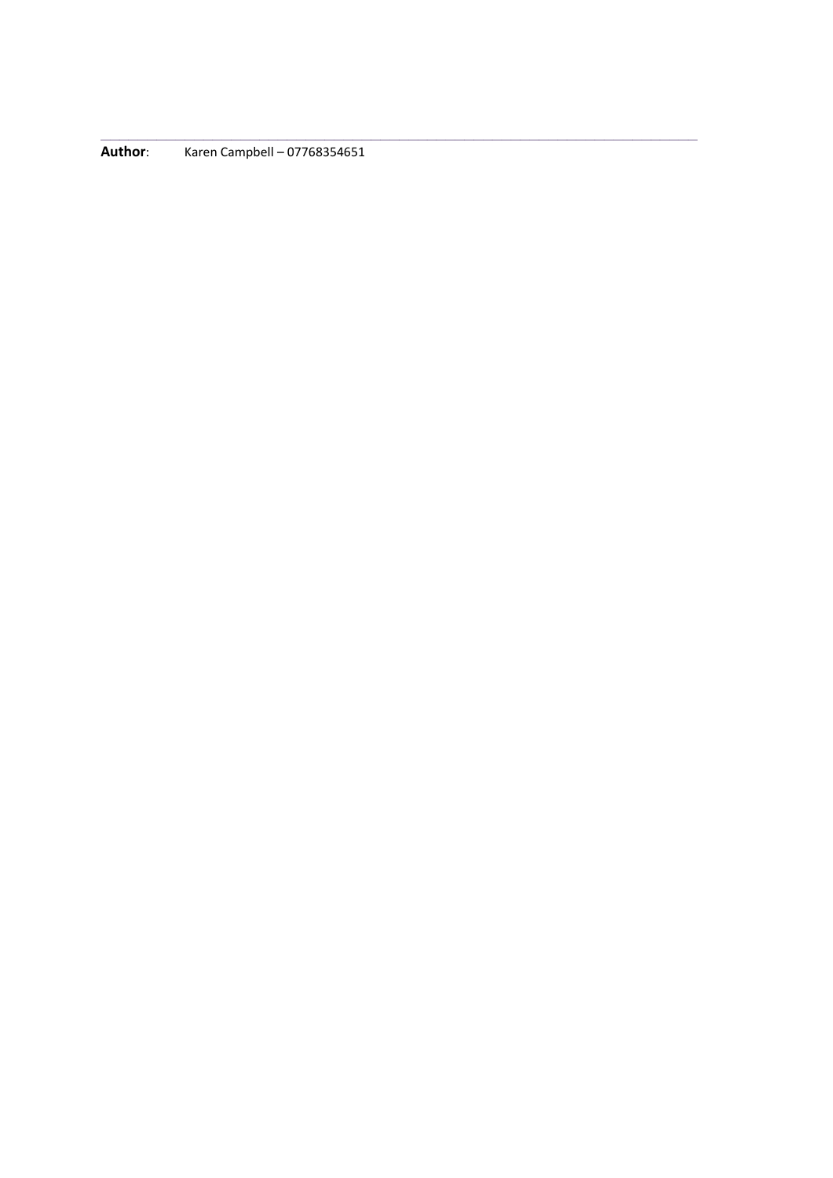---

**Author**: Karen Campbell – 07768354651